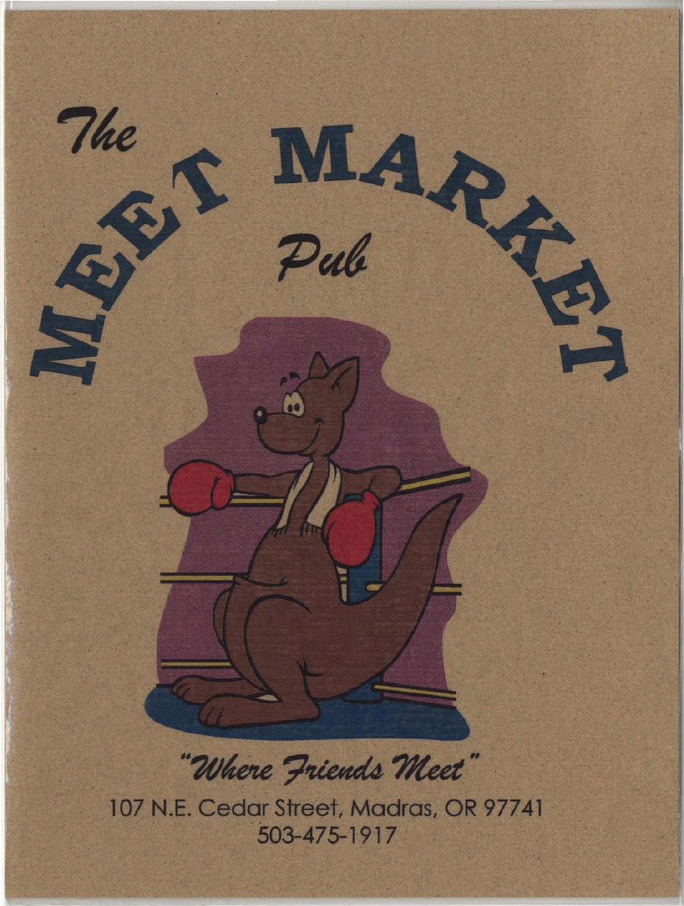# The MEET MARKET Pub

*"Where Friends Meet"*

107 N.E. Cedar Street, Madras, OR 97741

503-475-1917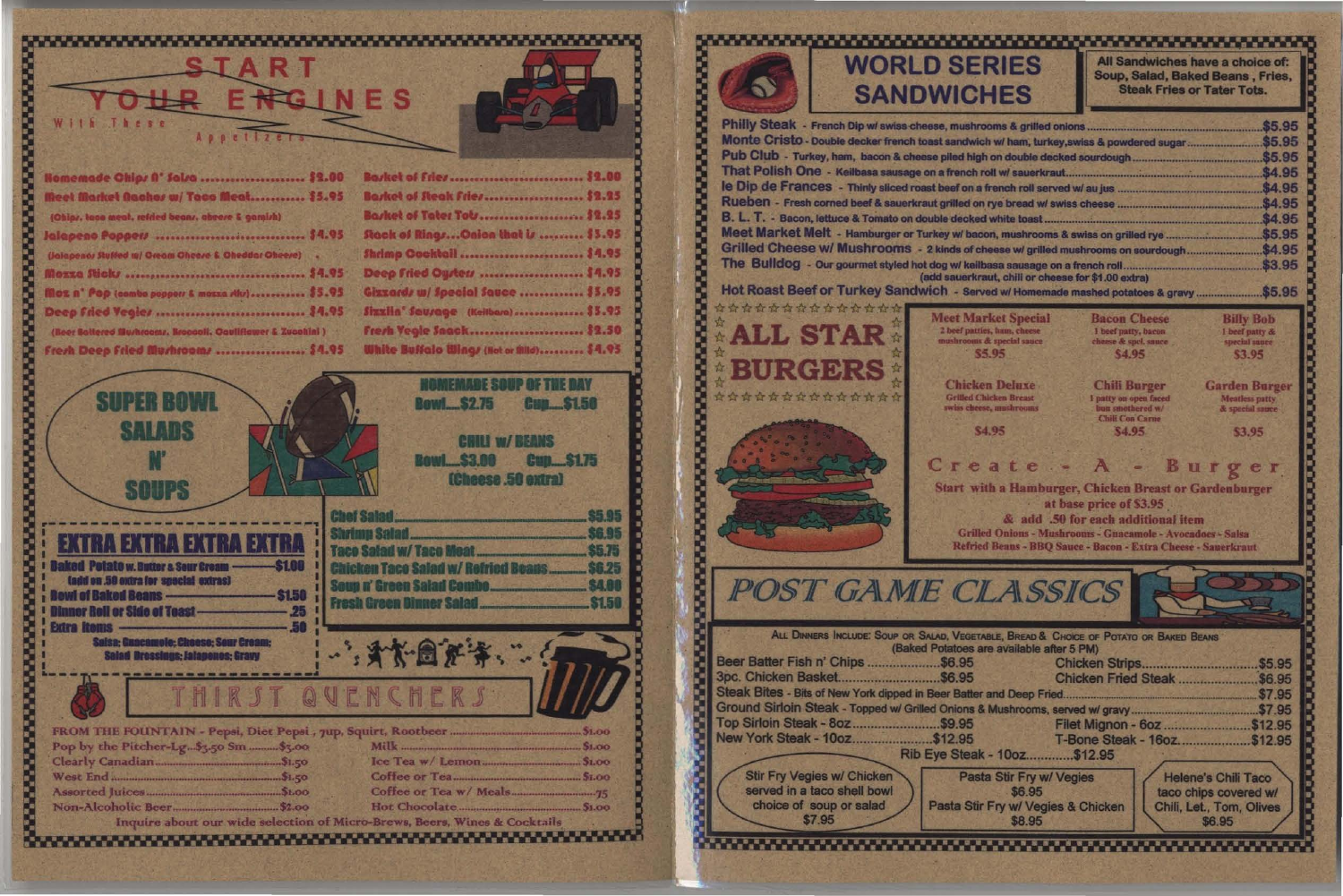# START YOUR ENGINES

With These Appetizers

| Item | Price |
|---|---|
| Homemade Chips N' Salsa | $2.00 |
| Meet Market Nachos w/ Taco Meat (Chips, taco meat, refried beans, cheese & garnish) | $5.95 |
| Jalapeno Poppers (Jalapenos Stuffed w/ Cream Cheese & Cheddar Cheese) | $4.95 |
| Mozza Sticks | $4.95 |
| Moz n' Pop (combo poppers & mozza stix) | $5.95 |
| Deep Fried Vegies (Beer Battered Mushrooms, Broccoli, Cauliflower & Zucchini) | $4.95 |
| Fresh Deep Fried Mushrooms | $4.95 |
| Basket of Fries | $2.00 |
| Basket of Steak Fries | $2.25 |
| Basket of Tater Tots | $2.25 |
| Stack of Rings...Onion that is | $3.95 |
| Shrimp Cocktail | $4.95 |
| Deep Fried Oysters | $4.95 |
| Gizzards w/ Special Sauce | $3.95 |
| Sizzlin' Sausage (Keilbasa) | $3.95 |
| Fresh Vegie Snack | $2.50 |
| White Buffalo Wings (Hot or Mild) | $4.95 |

## SUPER BOWL SALADS N' SOUPS

**HOMEMADE SOUP OF THE DAY**
Bowl....$2.75 Cup....$1.50

**CHILI W/ BEANS**
Bowl....$3.00 Cup....$1.75
(Cheese .50 extra)

| Item | Price |
|---|---|
| Chef Salad | $5.95 |
| Shrimp Salad | $6.95 |
| Taco Salad w/ Taco Meat | $5.75 |
| Chicken Taco Salad w/ Refried Beans | $6.25 |
| Soup n' Green Salad Combo | $4.00 |
| Fresh Green Dinner Salad | $1.50 |

## EXTRA EXTRA EXTRA EXTRA

| Item | Price |
|---|---|
| Baked Potato w. Butter & Sour Cream (add on .50 extra for special extras) | $1.00 |
| Bowl of Baked Beans | $1.50 |
| Dinner Roll or Side of Toast | .25 |
| Extra Items | .50 |

Salsa; Guacamole; Cheese; Sour Cream; Salad Dressings; Jalapenos; Gravy

## THIRST QUENCHERS

| Item | Price |
|---|---|
| FROM THE FOUNTAIN - Pepsi, Diet Pepsi, 7up, Squirt, Rootbeer | $1.00 |
| Pop by the Pitcher-Lg...$3.50 Sm | $3.00 |
| Clearly Canadian | $1.50 |
| West End | $1.50 |
| Assorted Juices | $1.00 |
| Non-Alcoholic Beer | $2.00 |
| Milk | $1.00 |
| Ice Tea w/ Lemon | $1.00 |
| Coffee or Tea | $1.00 |
| Coffee or Tea w/ Meals | .75 |
| Hot Chocolate | $1.00 |

Inquire about our wide selection of Micro-Brews, Beers, Wines & Cocktails

## WORLD SERIES SANDWICHES

All Sandwiches have a choice of: Soup, Salad, Baked Beans, Fries, Steak Fries or Tater Tots.

| Item | Price |
|---|---|
| Philly Steak - French Dip w/ swiss cheese, mushrooms & grilled onions | $5.95 |
| Monte Cristo - Double decker french toast sandwich w/ ham, turkey, swiss & powdered sugar | $5.95 |
| Pub Club - Turkey, ham, bacon & cheese piled high on double decked sourdough | $5.95 |
| That Polish One - Keilbasa sausage on a french roll w/ sauerkraut | $4.95 |
| le Dip de Frances - Thinly sliced roast beef on a french roll served w/ au jus | $4.95 |
| Rueben - Fresh corned beef & sauerkraut grilled on rye bread w/ swiss cheese | $4.95 |
| B. L. T. - Bacon, lettuce & Tomato on double decked white toast | $4.95 |
| Meet Market Melt - Hamburger or Turkey w/ bacon, mushrooms & swiss on grilled rye | $5.95 |
| Grilled Cheese w/ Mushrooms - 2 kinds of cheese w/ grilled mushrooms on sourdough | $4.95 |
| The Bulldog - Our gourmet styled hot dog w/ keilbasa sausage on a french roll (add sauerkraut, chili or cheese for $1.00 extra) | $3.95 |
| Hot Roast Beef or Turkey Sandwich - Served w/ Homemade mashed potatoes & gravy | $5.95 |

## ALL STAR BURGERS

| Item | Description | Price |
|---|---|---|
| Meet Market Special | 2 beef patties, ham, cheese mushrooms & special sauce | $5.95 |
| Bacon Cheese | 1 beef patty, bacon cheese & spcl. sauce | $4.95 |
| Billy Bob | 1 beef patty & special sauce | $3.95 |
| Chicken Deluxe | Grilled Chicken Breast swiss cheese, mushrooms | $4.95 |
| Chili Burger | 1 patty on open faced bun smothered w/ Chili Con Carne | $4.95 |
| Garden Burger | Meatless patty & special sauce | $3.95 |

### Create - A - Burger

Start with a Hamburger, Chicken Breast or Gardenburger at base price of $3.95 & add .50 for each additional item

Grilled Onions - Mushrooms - Guacamole - Avocadoes - Salsa
Refried Beans - BBQ Sauce - Bacon - Extra Cheese - Sauerkraut

## POST GAME CLASSICS

ALL DINNERS INCLUDE: SOUP OR SALAD, VEGETABLE, BREAD & CHOICE OF POTATO OR BAKED BEANS
(Baked Potatoes are available after 5 PM)

| Item | Price |
|---|---|
| Beer Batter Fish n' Chips | $6.95 |
| 3pc. Chicken Basket | $6.95 |
| Chicken Strips | $5.95 |
| Chicken Fried Steak | $6.95 |
| Steak Bites - Bits of New York dipped in Beer Batter and Deep Fried | $7.95 |
| Ground Sirloin Steak - Topped w/ Grilled Onions & Mushrooms, served w/ gravy | $7.95 |
| Top Sirloin Steak - 8oz | $9.95 |
| Filet Mignon - 6oz | $12.95 |
| New York Steak - 10oz | $12.95 |
| T-Bone Steak - 16oz | $12.95 |
| Rib Eye Steak - 10oz | $12.95 |

Stir Fry Vegies w/ Chicken served in a taco shell bowl choice of soup or salad $7.95

Pasta Stir Fry w/ Vegies $6.95
Pasta Stir Fry w/ Vegies & Chicken $8.95

Helene's Chili Taco taco chips covered w/ Chili, Let., Tom, Olives $6.95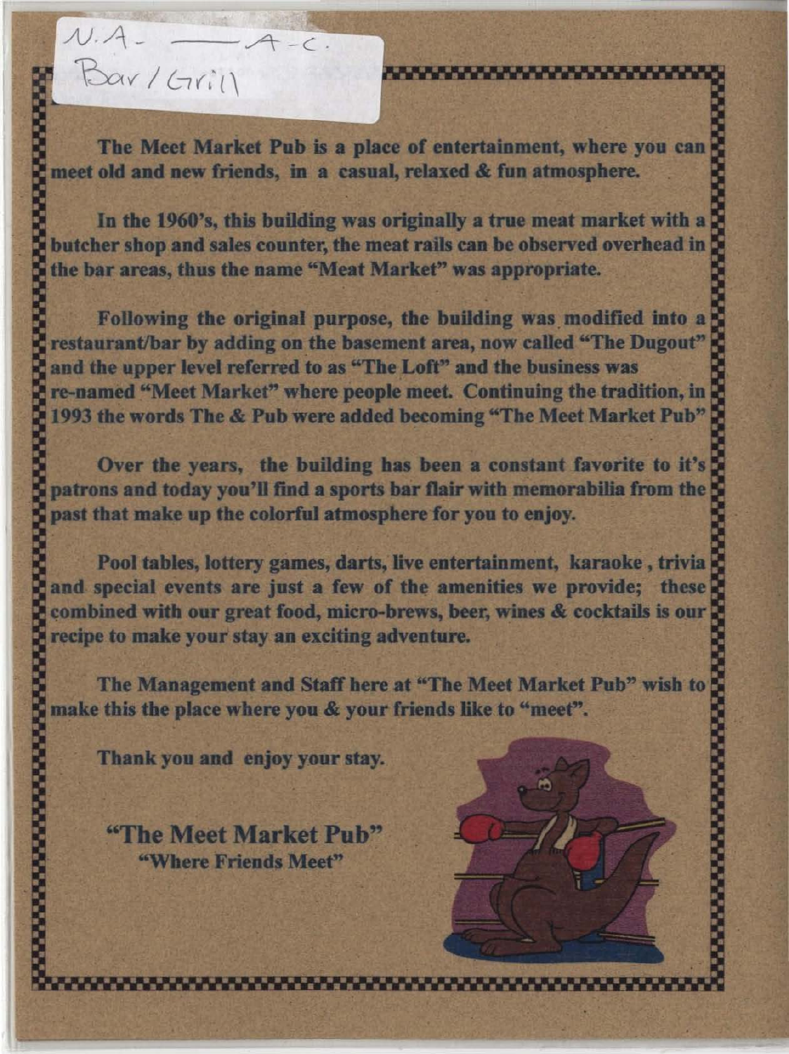N.A. — A-C.
Bar / Grill

**The Meet Market Pub is a place of entertainment, where you can meet old and new friends, in a casual, relaxed & fun atmosphere.**

**In the 1960's, this building was originally a true meat market with a butcher shop and sales counter, the meat rails can be observed overhead in the bar areas, thus the name "Meat Market" was appropriate.**

**Following the original purpose, the building was modified into a restaurant/bar by adding on the basement area, now called "The Dugout" and the upper level referred to as "The Loft" and the business was re-named "Meet Market" where people meet. Continuing the tradition, in 1993 the words The & Pub were added becoming "The Meet Market Pub"**

**Over the years, the building has been a constant favorite to it's patrons and today you'll find a sports bar flair with memorabilia from the past that make up the colorful atmosphere for you to enjoy.**

**Pool tables, lottery games, darts, live entertainment, karaoke, trivia and special events are just a few of the amenities we provide; these combined with our great food, micro-brews, beer, wines & cocktails is our recipe to make your stay an exciting adventure.**

**The Management and Staff here at "The Meet Market Pub" wish to make this the place where you & your friends like to "meet".**

**Thank you and enjoy your stay.**

**"The Meet Market Pub"**
**"Where Friends Meet"**